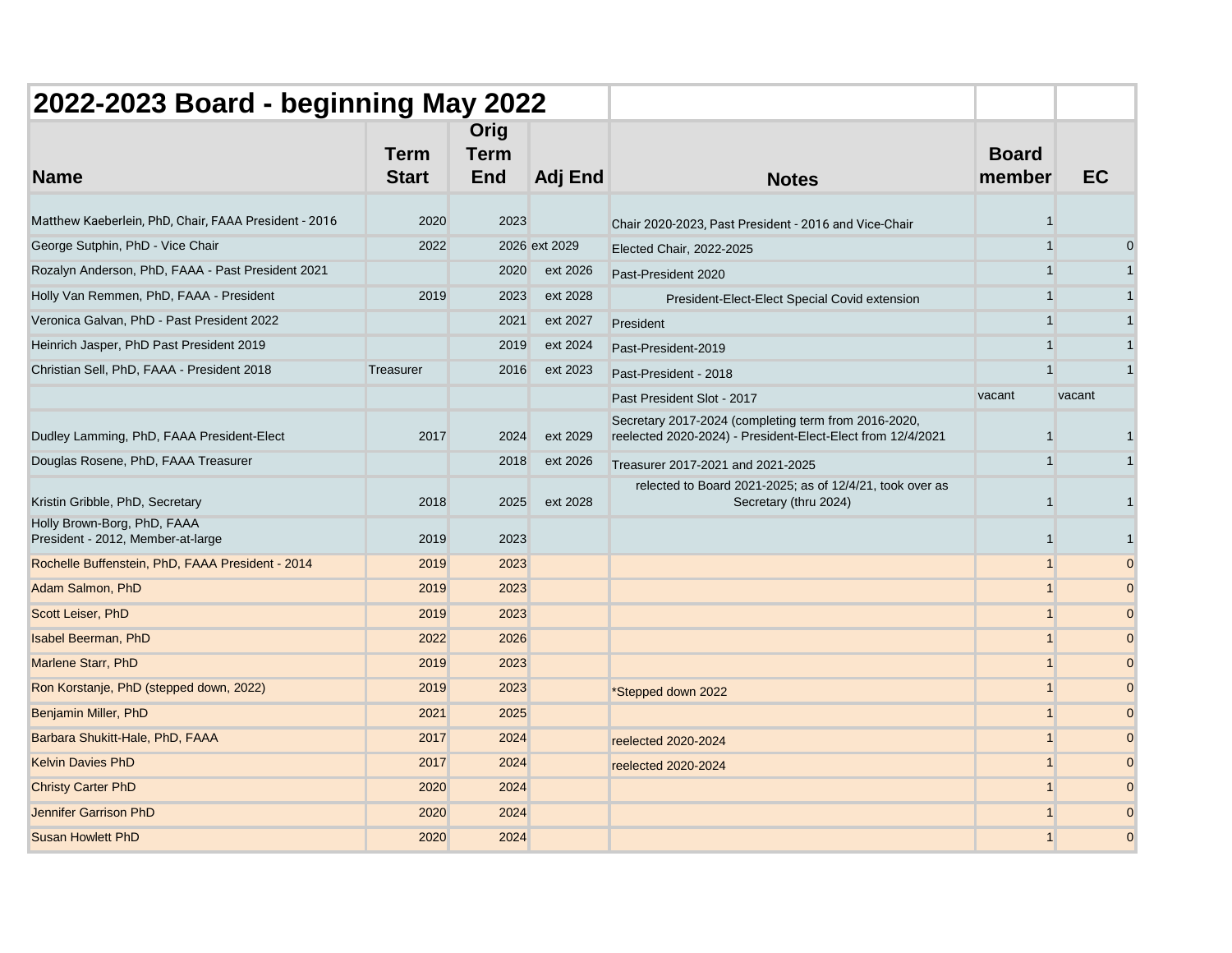# 2022-2023 Board - beginning May 2022

| Name | Term Start | Orig Term End | Adj End | Notes | Board member | EC |
|---|---|---|---|---|---|---|
| Matthew Kaeberlein, PhD, Chair, FAAA President - 2016 | 2020 | 2023 | | Chair 2020-2023, Past President - 2016 and Vice-Chair | 1 | |
| George Sutphin, PhD - Vice Chair | 2022 | 2026 | ext 2029 | Elected Chair, 2022-2025 | 1 | 0 |
| Rozalyn Anderson, PhD, FAAA - Past President 2021 | | 2020 | ext 2026 | Past-President 2020 | 1 | 1 |
| Holly Van Remmen, PhD, FAAA - President | 2019 | 2023 | ext 2028 | President-Elect-Elect Special Covid extension | 1 | 1 |
| Veronica Galvan, PhD - Past President 2022 | | 2021 | ext 2027 | President | 1 | 1 |
| Heinrich Jasper, PhD Past President 2019 | | 2019 | ext 2024 | Past-President-2019 | 1 | 1 |
| Christian Sell, PhD, FAAA - President 2018 | Treasurer | 2016 | ext 2023 | Past-President - 2018 | 1 | 1 |
| | | | | Past President Slot - 2017 | vacant | vacant |
| Dudley Lamming, PhD, FAAA President-Elect | 2017 | 2024 | ext 2029 | Secretary 2017-2024 (completing term from 2016-2020, reelected 2020-2024) - President-Elect-Elect from 12/4/2021 | 1 | 1 |
| Douglas Rosene, PhD, FAAA Treasurer | | 2018 | ext 2026 | Treasurer 2017-2021 and 2021-2025 | 1 | 1 |
| Kristin Gribble, PhD, Secretary | 2018 | 2025 | ext 2028 | relected to Board 2021-2025; as of 12/4/21, took over as Secretary (thru 2024) | 1 | 1 |
| Holly Brown-Borg, PhD, FAAA President - 2012, Member-at-large | 2019 | 2023 | | | 1 | 1 |
| Rochelle Buffenstein, PhD, FAAA President - 2014 | 2019 | 2023 | | | 1 | 0 |
| Adam Salmon, PhD | 2019 | 2023 | | | 1 | 0 |
| Scott Leiser, PhD | 2019 | 2023 | | | 1 | 0 |
| Isabel Beerman, PhD | 2022 | 2026 | | | 1 | 0 |
| Marlene Starr, PhD | 2019 | 2023 | | | 1 | 0 |
| Ron Korstanje, PhD (stepped down, 2022) | 2019 | 2023 | | *Stepped down 2022 | 1 | 0 |
| Benjamin Miller, PhD | 2021 | 2025 | | | 1 | 0 |
| Barbara Shukitt-Hale, PhD, FAAA | 2017 | 2024 | | reelected 2020-2024 | 1 | 0 |
| Kelvin Davies PhD | 2017 | 2024 | | reelected 2020-2024 | 1 | 0 |
| Christy Carter PhD | 2020 | 2024 | | | 1 | 0 |
| Jennifer Garrison PhD | 2020 | 2024 | | | 1 | 0 |
| Susan Howlett PhD | 2020 | 2024 | | | 1 | 0 |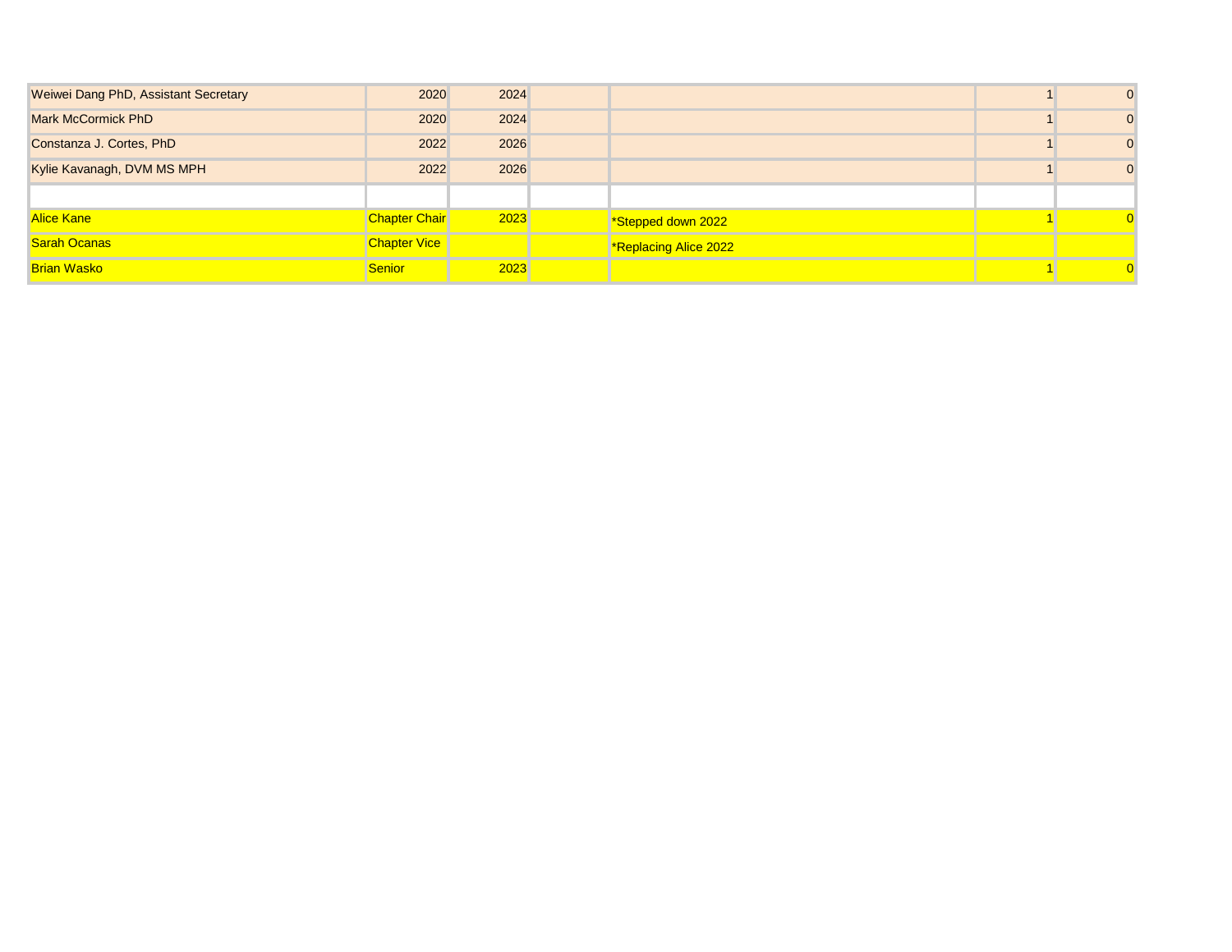| | | | | | | |
|---|---|---|---|---|---|---|
| Weiwei Dang PhD, Assistant Secretary | 2020 | 2024 | | | 1 | 0 |
| Mark McCormick PhD | 2020 | 2024 | | | 1 | 0 |
| Constanza J. Cortes, PhD | 2022 | 2026 | | | 1 | 0 |
| Kylie Kavanagh, DVM MS MPH | 2022 | 2026 | | | 1 | 0 |
| | | | | | | |
| Alice Kane | Chapter Chair | 2023 | | *Stepped down 2022 | 1 | 0 |
| Sarah Ocanas | Chapter Vice | | | *Replacing Alice 2022 | | |
| Brian Wasko | Senior | 2023 | | | 1 | 0 |